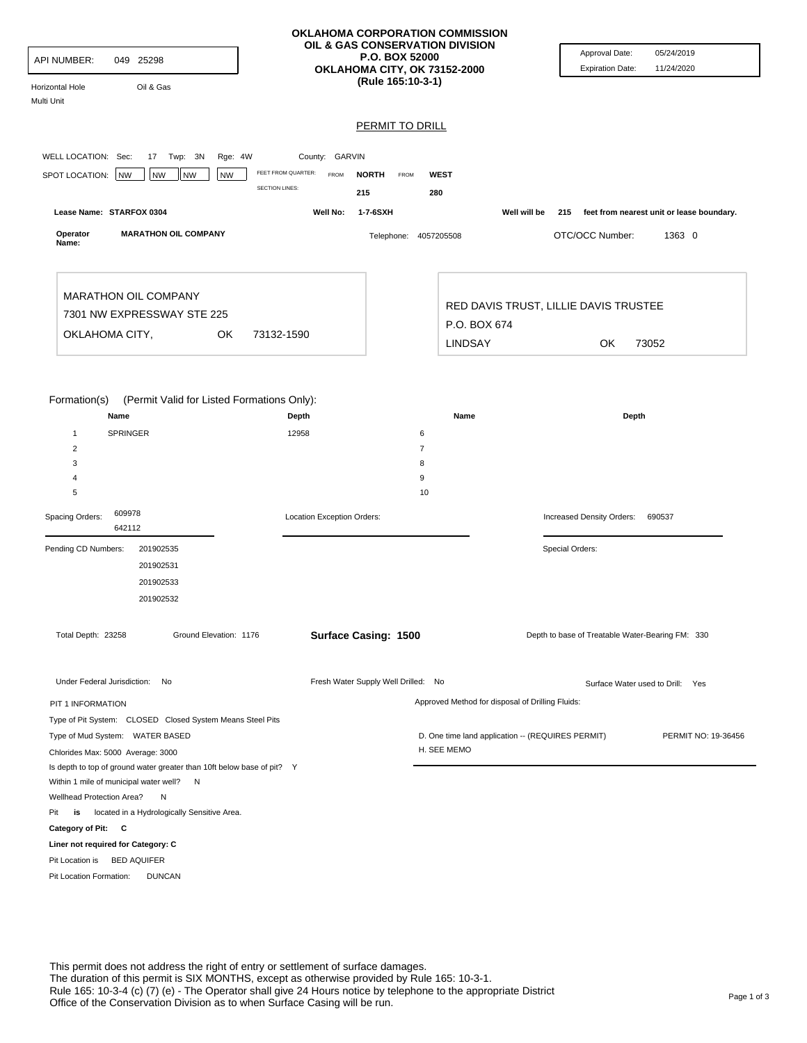**API NUMBER:** 049 25298

Horizontal Hole  Oil & Gas
Multi Unit

# OKLAHOMA CORPORATION COMMISSION
## OIL & GAS CONSERVATION DIVISION
P.O. BOX 52000
OKLAHOMA CITY, OK 73152-2000
(Rule 165:10-3-1)

Approval Date: 05/24/2019
Expiration Date: 11/24/2020

## PERMIT TO DRILL

WELL LOCATION: Sec: 17 Twp: 3N Rge: 4W County: GARVIN

SPOT LOCATION: NW NW NW NW

| FEET FROM QUARTER: | FROM | NORTH | FROM | WEST |
|---|---|---|---|---|
| SECTION LINES: | | 215 | | 280 |

**Lease Name:** STARFOX 0304  **Well No:** 1-7-6SXH  Well will be 215 feet from nearest unit or lease boundary.

**Operator Name:** MARATHON OIL COMPANY  Telephone: 4057205508  OTC/OCC Number: 1363 0

MARATHON OIL COMPANY
7301 NW EXPRESSWAY STE 225
OKLAHOMA CITY, OK 73132-1590

RED DAVIS TRUST, LILLIE DAVIS TRUSTEE
P.O. BOX 674
LINDSAY OK 73052

Formation(s) (Permit Valid for Listed Formations Only):

| | Name | Depth | | Name | Depth |
|---|---|---|---|---|---|
| 1 | SPRINGER | 12958 | 6 | | |
| 2 | | | 7 | | |
| 3 | | | 8 | | |
| 4 | | | 9 | | |
| 5 | | | 10 | | |

Spacing Orders: 609978, 642112
Location Exception Orders:
Increased Density Orders: 690537

Pending CD Numbers: 201902535, 201902531, 201902533, 201902532
Special Orders:

Total Depth: 23258  Ground Elevation: 1176  **Surface Casing: 1500**  Depth to base of Treatable Water-Bearing FM: 330

Under Federal Jurisdiction: No  Fresh Water Supply Well Drilled: No  Surface Water used to Drill: Yes

PIT 1 INFORMATION
Type of Pit System: CLOSED Closed System Means Steel Pits
Type of Mud System: WATER BASED
Chlorides Max: 5000 Average: 3000
Is depth to top of ground water greater than 10ft below base of pit? Y
Within 1 mile of municipal water well? N
Wellhead Protection Area? N
Pit **is** located in a Hydrologically Sensitive Area.
**Category of Pit: C**
**Liner not required for Category: C**
Pit Location is BED AQUIFER
Pit Location Formation: DUNCAN

Approved Method for disposal of Drilling Fluids:
D. One time land application -- (REQUIRES PERMIT)  PERMIT NO: 19-36456
H. SEE MEMO

This permit does not address the right of entry or settlement of surface damages.
The duration of this permit is SIX MONTHS, except as otherwise provided by Rule 165: 10-3-1.
Rule 165: 10-3-4 (c) (7) (e) - The Operator shall give 24 Hours notice by telephone to the appropriate District Office of the Conservation Division as to when Surface Casing will be run.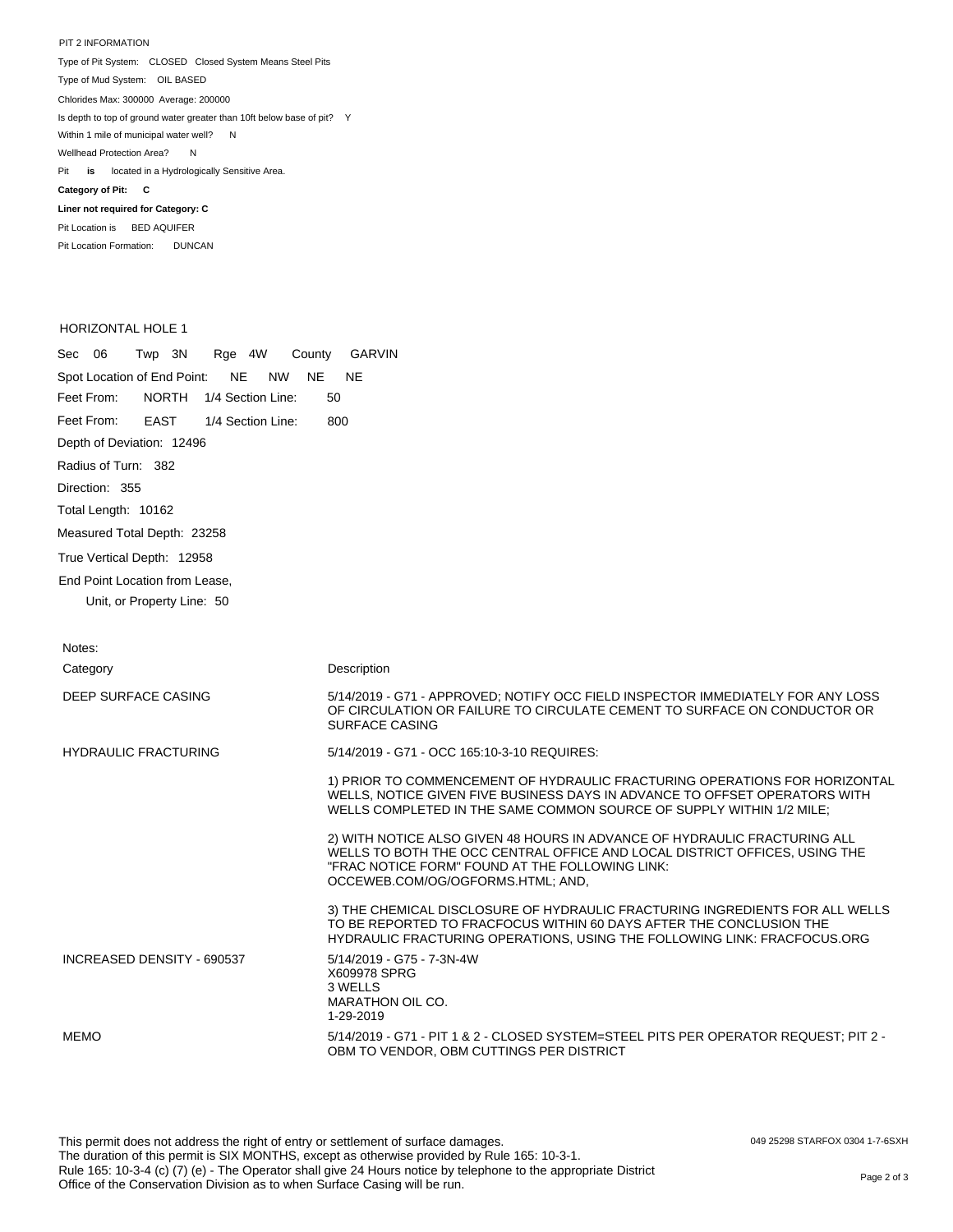PIT 2 INFORMATION

Type of Pit System: CLOSED Closed System Means Steel Pits

Type of Mud System: OIL BASED

Chlorides Max: 300000 Average: 200000

Is depth to top of ground water greater than 10ft below base of pit? Y

Within 1 mile of municipal water well? N

Wellhead Protection Area? N

Pit **is** located in a Hydrologically Sensitive Area.

**Category of Pit: C**

**Liner not required for Category: C**

Pit Location is BED AQUIFER

Pit Location Formation: DUNCAN

HORIZONTAL HOLE 1

Sec 06 Twp 3N Rge 4W County GARVIN

Spot Location of End Point: NE NW NE NE

Feet From: NORTH 1/4 Section Line: 50

Feet From: EAST 1/4 Section Line: 800

Depth of Deviation: 12496

Radius of Turn: 382

Direction: 355

Total Length: 10162

Measured Total Depth: 23258

True Vertical Depth: 12958

End Point Location from Lease, Unit, or Property Line: 50

Notes:

| Category | Description |
|---|---|
| DEEP SURFACE CASING | 5/14/2019 - G71 - APPROVED; NOTIFY OCC FIELD INSPECTOR IMMEDIATELY FOR ANY LOSS OF CIRCULATION OR FAILURE TO CIRCULATE CEMENT TO SURFACE ON CONDUCTOR OR SURFACE CASING |
| HYDRAULIC FRACTURING | 5/14/2019 - G71 - OCC 165:10-3-10 REQUIRES:<br><br>1) PRIOR TO COMMENCEMENT OF HYDRAULIC FRACTURING OPERATIONS FOR HORIZONTAL WELLS, NOTICE GIVEN FIVE BUSINESS DAYS IN ADVANCE TO OFFSET OPERATORS WITH WELLS COMPLETED IN THE SAME COMMON SOURCE OF SUPPLY WITHIN 1/2 MILE;<br><br>2) WITH NOTICE ALSO GIVEN 48 HOURS IN ADVANCE OF HYDRAULIC FRACTURING ALL WELLS TO BOTH THE OCC CENTRAL OFFICE AND LOCAL DISTRICT OFFICES, USING THE "FRAC NOTICE FORM" FOUND AT THE FOLLOWING LINK: OCCEWEB.COM/OG/OGFORMS.HTML; AND,<br><br>3) THE CHEMICAL DISCLOSURE OF HYDRAULIC FRACTURING INGREDIENTS FOR ALL WELLS TO BE REPORTED TO FRACFOCUS WITHIN 60 DAYS AFTER THE CONCLUSION THE HYDRAULIC FRACTURING OPERATIONS, USING THE FOLLOWING LINK: FRACFOCUS.ORG |
| INCREASED DENSITY - 690537 | 5/14/2019 - G75 - 7-3N-4W<br>X609978 SPRG<br>3 WELLS<br>MARATHON OIL CO.<br>1-29-2019 |
| MEMO | 5/14/2019 - G71 - PIT 1 & 2 - CLOSED SYSTEM=STEEL PITS PER OPERATOR REQUEST; PIT 2 - OBM TO VENDOR, OBM CUTTINGS PER DISTRICT |

This permit does not address the right of entry or settlement of surface damages.
The duration of this permit is SIX MONTHS, except as otherwise provided by Rule 165: 10-3-1.
Rule 165: 10-3-4 (c) (7) (e) - The Operator shall give 24 Hours notice by telephone to the appropriate District Office of the Conservation Division as to when Surface Casing will be run.

049 25298 STARFOX 0304 1-7-6SXH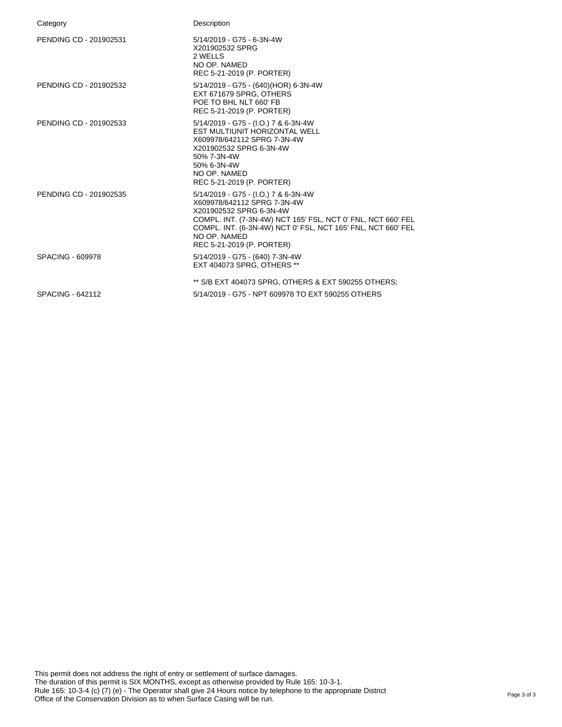| Category | Description |
|---|---|
| PENDING CD - 201902531 | 5/14/2019 - G75 - 6-3N-4W<br>X201902532 SPRG<br>2 WELLS<br>NO OP. NAMED<br>REC 5-21-2019 (P. PORTER) |
| PENDING CD - 201902532 | 5/14/2019 - G75 - (640)(HOR) 6-3N-4W<br>EXT 671679 SPRG, OTHERS<br>POE TO BHL NLT 660' FB<br>REC 5-21-2019 (P. PORTER) |
| PENDING CD - 201902533 | 5/14/2019 - G75 - (I.O.) 7 & 6-3N-4W<br>EST MULTIUNIT HORIZONTAL WELL<br>X609978/642112 SPRG 7-3N-4W<br>X201902532 SPRG 6-3N-4W<br>50% 7-3N-4W<br>50% 6-3N-4W<br>NO OP. NAMED<br>REC 5-21-2019 (P. PORTER) |
| PENDING CD - 201902535 | 5/14/2019 - G75 - (I.O.) 7 & 6-3N-4W<br>X609978/642112 SPRG 7-3N-4W<br>X201902532 SPRG 6-3N-4W<br>COMPL. INT. (7-3N-4W) NCT 165' FSL, NCT 0' FNL, NCT 660' FEL<br>COMPL. INT. (6-3N-4W) NCT 0' FSL, NCT 165' FNL, NCT 660' FEL<br>NO OP. NAMED<br>REC 5-21-2019 (P. PORTER) |
| SPACING - 609978 | 5/14/2019 - G75 - (640) 7-3N-4W<br>EXT 404073 SPRG, OTHERS **<br><br>** S/B EXT 404073 SPRG, OTHERS & EXT 590255 OTHERS; |
| SPACING - 642112 | 5/14/2019 - G75 - NPT 609978 TO EXT 590255 OTHERS |

This permit does not address the right of entry or settlement of surface damages.
The duration of this permit is SIX MONTHS, except as otherwise provided by Rule 165: 10-3-1.
Rule 165: 10-3-4 (c) (7) (e) - The Operator shall give 24 Hours notice by telephone to the appropriate District Office of the Conservation Division as to when Surface Casing will be run.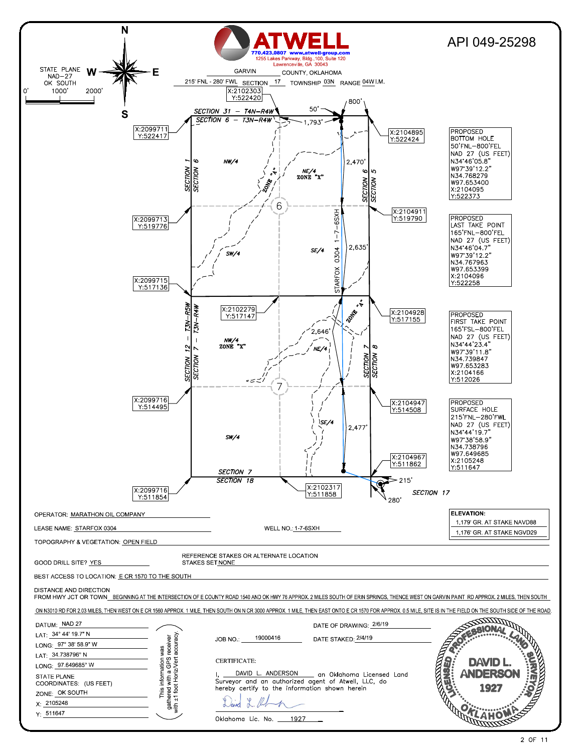# ATWELL

770.423.0807 www.atwell-group.com
1255 Lakes Parkway, Bldg.,100, Suite 120
Lawrenceville, GA 30043

API 049-25298

STATE PLANE NAD-27 OK SOUTH

0' 1000' 2000'

GARVIN COUNTY, OKLAHOMA

215' FNL - 280' FWL SECTION 17 TOWNSHIP 03N RANGE 04W I.M.

X:2102303
Y:522420

SECTION 31 – T4N-R4W
SECTION 6 – T3N-R4W

50' 800' 1,793'

X:2099711
Y:522417

X:2104895
Y:522424

NW/4 NE/4 ZONE "X" ZONE "A"

SECTION 1 SECTION 6 SECTION 6 SECTION 5

2,470'

6

X:2099713
Y:519776

X:2104911
Y:519790

SW/4 SE/4

2,635'

STARFOX 0304 1-7-6SXH

X:2099715
Y:517136

X:2102279
Y:517147

X:2104928
Y:517155

ZONE "A"

SECTION 12 – T3N-R5W SECTION 7 – T3N-R4W

NW/4 ZONE "X" NE/4

2,646'

SECTION 7 SECTION 8

7

X:2099716
Y:514495

X:2104947
Y:514508

SW/4 SE/4

2,477'

X:2104967
Y:511862

SECTION 7
SECTION 18

X:2099716
Y:511854

X:2102317
Y:511858

215' 280'

SECTION 17

PROPOSED BOTTOM HOLE
50'FNL-800'FEL
NAD 27 (US FEET)
N34°46'05.8"
W97°39'12.2"
N34.768279
W97.653400
X:2104095
Y:522373

PROPOSED LAST TAKE POINT
165'FNL-800'FEL
NAD 27 (US FEET)
N34°46'04.7"
W97°39'12.2"
N34.767963
W97.653399
X:2104096
Y:522258

PROPOSED FIRST TAKE POINT
165'FSL-800'FEL
NAD 27 (US FEET)
N34°44'23.4"
W97°39'11.8"
N34.739847
W97.653283
X:2104166
Y:512026

PROPOSED SURFACE HOLE
215'FNL-280'FWL
NAD 27 (US FEET)
N34°44'19.7"
W97°38'58.9"
N34.738796
W97.649685
X:2105248
Y:511647

OPERATOR: MARATHON OIL COMPANY

LEASE NAME: STARFOX 0304 WELL NO.: 1-7-6SXH

**ELEVATION:**
1,179' GR. AT STAKE NAVD88
1,176' GR. AT STAKE NGVD29

TOPOGRAPHY & VEGETATION: OPEN FIELD

GOOD DRILL SITE? YES

REFERENCE STAKES OR ALTERNATE LOCATION
STAKES SET NONE

BEST ACCESS TO LOCATION: E CR 1570 TO THE SOUTH

DISTANCE AND DIRECTION
FROM HWY JCT OR TOWN BEGINNING AT THE INTERSECTION OF E COUNTY ROAD 1540 AND OK HWY 76 APPROX. 2 MILES SOUTH OF ERIN SPRINGS, THENCE WEST ON GARVIN PAINT RD APPROX. 2 MILES, THEN SOUTH ON N3010 RD FOR 2.03 MILES, THEN WEST ON E CR 1560 APPROX. 1 MILE, THEN SOUTH ON N CR 3000 APPROX. 1 MILE, THEN EAST ONTO E CR 1570 FOR APPROX. 0.5 MILE, SITE IS IN THE FIELD ON THE SOUTH SIDE OF THE ROAD.

DATUM: NAD 27
LAT: 34° 44' 19.7" N
LONG: 97° 38' 58.9" W
LAT: 34.738796° N
LONG: 97.649685° W
STATE PLANE COORDINATES: (US FEET)
ZONE: OK SOUTH
X: 2105248
Y: 511647

This information was gathered with a GPS receiver with ±1 foot Horiz/Vert accuracy

JOB NO.: 19000416

DATE OF DRAWING: 2/6/19
DATE STAKED: 2/4/19

CERTIFICATE:

I, DAVID L. ANDERSON an Oklahoma Licensed Land Surveyor and an authorized agent of Atwell, LLC, do hereby certify to the information shown herein

Oklahoma Lic. No. 1927

LICENSED PROFESSIONAL LAND SURVEYOR
DAVID L. ANDERSON
1927
OKLAHOMA